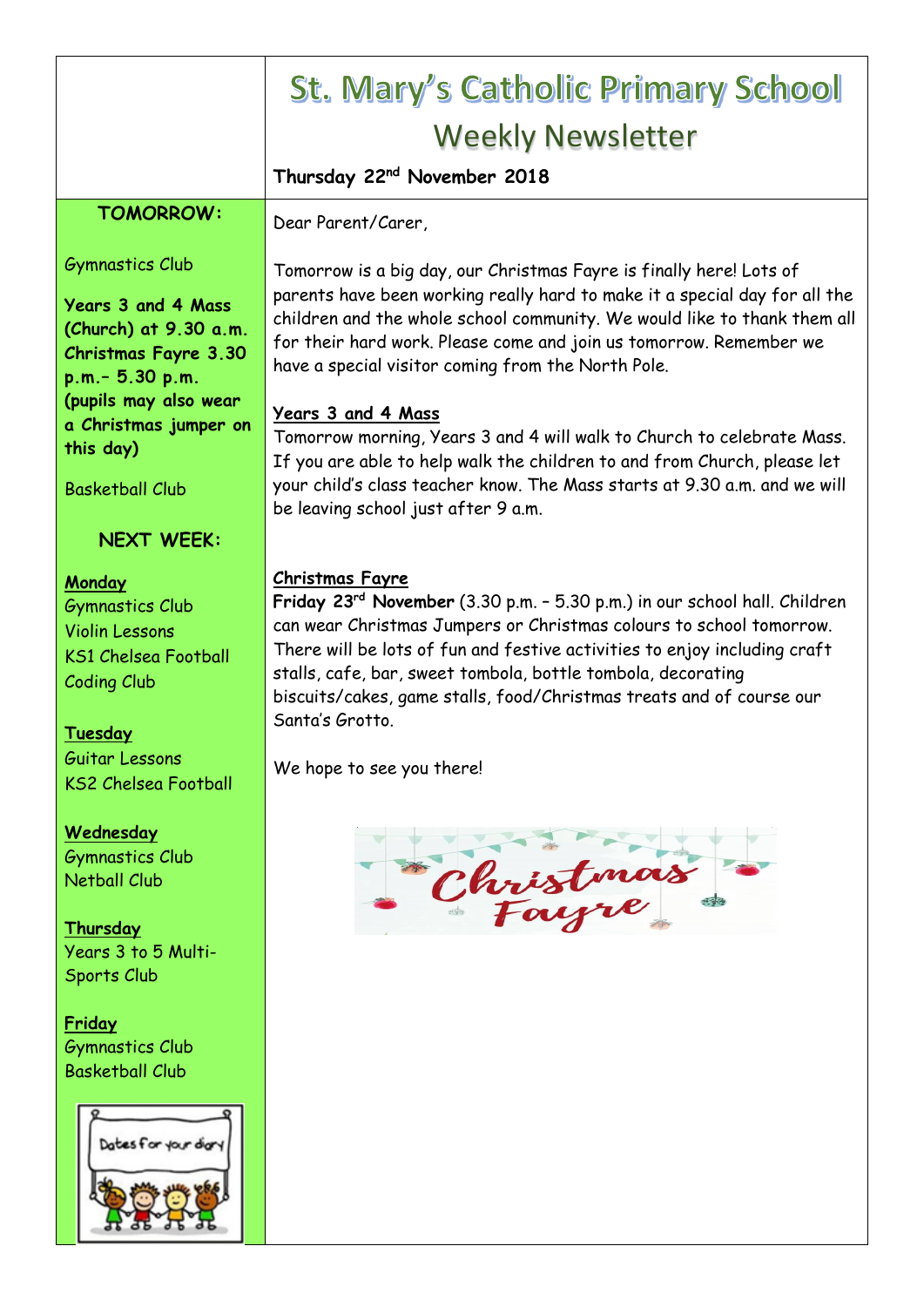# St. Mary's Catholic Primary School

## Weekly Newsletter

**Thursday 22nd November 2018**

Dear Parent/Carer,

Tomorrow is a big day, our Christmas Fayre is finally here! Lots of parents have been working really hard to make it a special day for all the children and the whole school community. We would like to thank them all for their hard work. Please come and join us tomorrow. Remember we have a special visitor coming from the North Pole.

**Years 3 and 4 Mass**

Tomorrow morning, Years 3 and 4 will walk to Church to celebrate Mass. If you are able to help walk the children to and from Church, please let your child's class teacher know. The Mass starts at 9.30 a.m. and we will be leaving school just after 9 a.m.

**Christmas Fayre**

**Friday 23rd November** (3.30 p.m. – 5.30 p.m.) in our school hall. Children can wear Christmas Jumpers or Christmas colours to school tomorrow. There will be lots of fun and festive activities to enjoy including craft stalls, cafe, bar, sweet tombola, bottle tombola, decorating biscuits/cakes, game stalls, food/Christmas treats and of course our Santa's Grotto.

We hope to see you there!

Christmas Fayre

### TOMORROW:

Gymnastics Club

**Years 3 and 4 Mass (Church) at 9.30 a.m.**
**Christmas Fayre 3.30 p.m.– 5.30 p.m. (pupils may also wear a Christmas jumper on this day)**

Basketball Club

### NEXT WEEK:

**Monday**
Gymnastics Club
Violin Lessons
KS1 Chelsea Football
Coding Club

**Tuesday**
Guitar Lessons
KS2 Chelsea Football

**Wednesday**
Gymnastics Club
Netball Club

**Thursday**
Years 3 to 5 Multi-Sports Club

**Friday**
Gymnastics Club
Basketball Club

Dates for your diary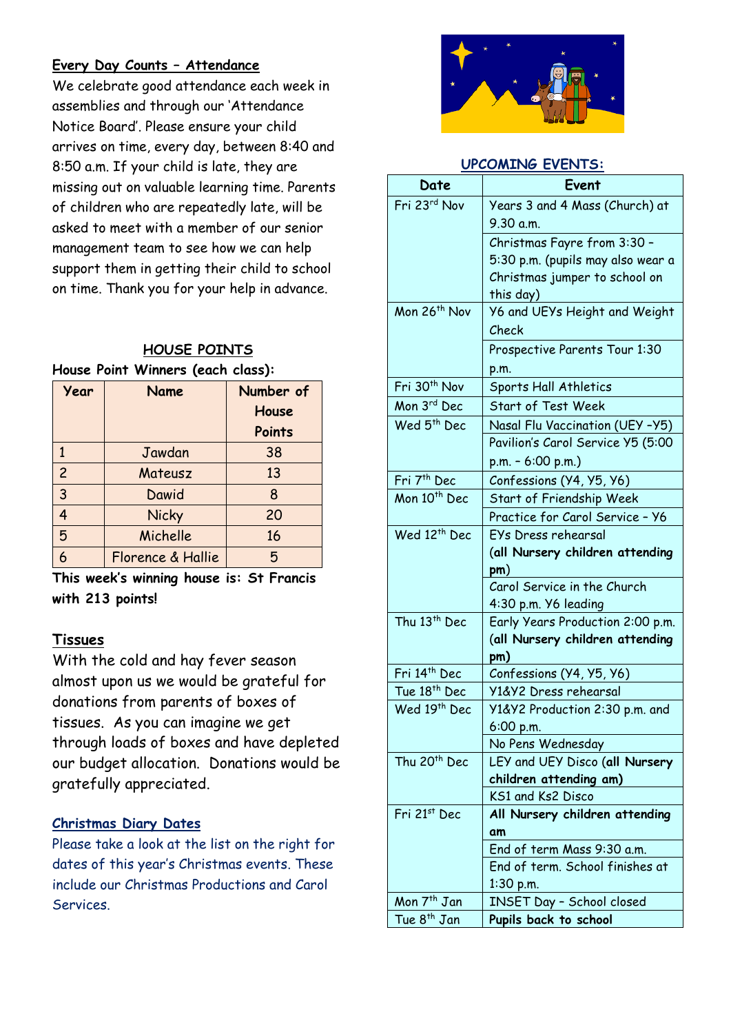**Every Day Counts – Attendance**

We celebrate good attendance each week in assemblies and through our 'Attendance Notice Board'. Please ensure your child arrives on time, every day, between 8:40 and 8:50 a.m. If your child is late, they are missing out on valuable learning time. Parents of children who are repeatedly late, will be asked to meet with a member of our senior management team to see how we can help support them in getting their child to school on time. Thank you for your help in advance.

**HOUSE POINTS**

**House Point Winners (each class):**

| Year | Name | Number of House Points |
|---|---|---|
| 1 | Jawdan | 38 |
| 2 | Mateusz | 13 |
| 3 | Dawid | 8 |
| 4 | Nicky | 20 |
| 5 | Michelle | 16 |
| 6 | Florence & Hallie | 5 |

**This week's winning house is: St Francis with 213 points!**

**Tissues**

With the cold and hay fever season almost upon us we would be grateful for donations from parents of boxes of tissues. As you can imagine we get through loads of boxes and have depleted our budget allocation. Donations would be gratefully appreciated.

**Christmas Diary Dates**

Please take a look at the list on the right for dates of this year's Christmas events. These include our Christmas Productions and Carol Services.

**UPCOMING EVENTS:**

| Date | Event |
|---|---|
| Fri 23rd Nov | Years 3 and 4 Mass (Church) at 9.30 a.m. |
| | Christmas Fayre from 3:30 – 5:30 p.m. (pupils may also wear a Christmas jumper to school on this day) |
| Mon 26th Nov | Y6 and UEYs Height and Weight Check |
| | Prospective Parents Tour 1:30 p.m. |
| Fri 30th Nov | Sports Hall Athletics |
| Mon 3rd Dec | Start of Test Week |
| Wed 5th Dec | Nasal Flu Vaccination (UEY –Y5) |
| | Pavilion's Carol Service Y5 (5:00 p.m. – 6:00 p.m.) |
| Fri 7th Dec | Confessions (Y4, Y5, Y6) |
| Mon 10th Dec | Start of Friendship Week |
| | Practice for Carol Service – Y6 |
| Wed 12th Dec | EYs Dress rehearsal (**all Nursery children attending pm**) |
| | Carol Service in the Church 4:30 p.m. Y6 leading |
| Thu 13th Dec | Early Years Production 2:00 p.m. (**all Nursery children attending pm)** |
| Fri 14th Dec | Confessions (Y4, Y5, Y6) |
| Tue 18th Dec | Y1&Y2 Dress rehearsal |
| Wed 19th Dec | Y1&Y2 Production 2:30 p.m. and 6:00 p.m. |
| | No Pens Wednesday |
| Thu 20th Dec | LEY and UEY Disco (**all Nursery children attending am)** |
| | KS1 and Ks2 Disco |
| Fri 21st Dec | **All Nursery children attending am** |
| | End of term Mass 9:30 a.m. |
| | End of term. School finishes at 1:30 p.m. |
| Mon 7th Jan | INSET Day – School closed |
| Tue 8th Jan | **Pupils back to school** |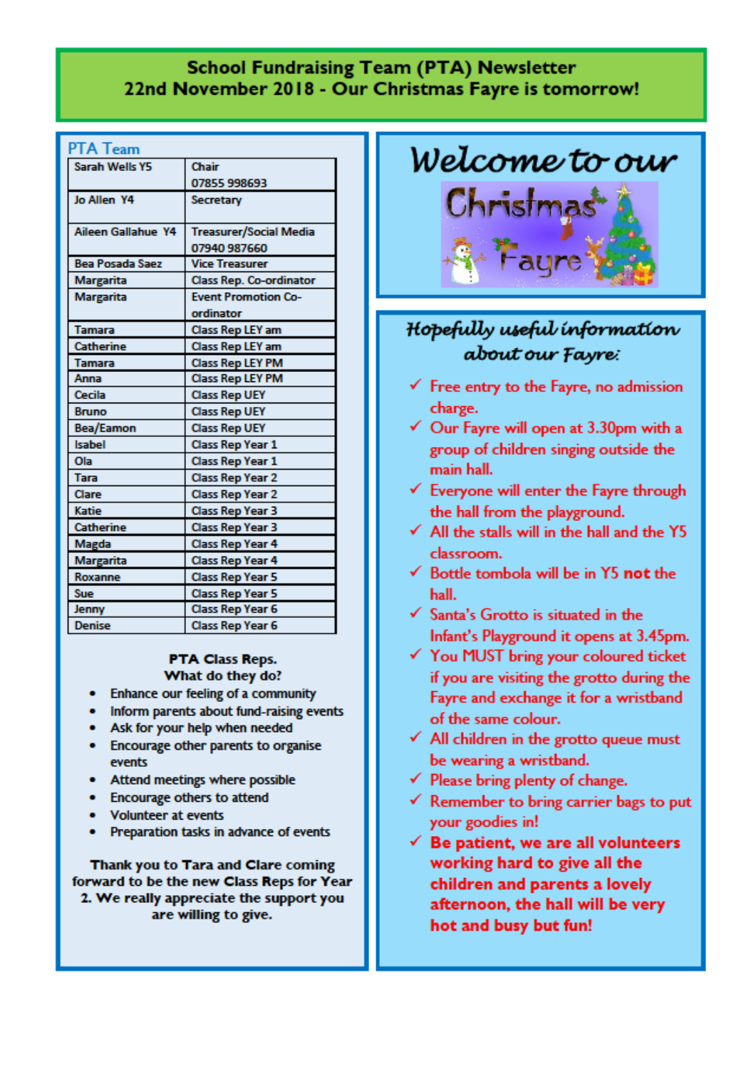# School Fundraising Team (PTA) Newsletter
## 22nd November 2018 - Our Christmas Fayre is tomorrow!

## PTA Team

| Name | Role |
|---|---|
| Sarah Wells Y5 | Chair 07855 998693 |
| Jo Allen Y4 | Secretary |
| Aileen Gallahue Y4 | Treasurer/Social Media 07940 987660 |
| Bea Posada Saez | Vice Treasurer |
| Margarita | Class Rep. Co-ordinator |
| Margarita | Event Promotion Co-ordinator |
| Tamara | Class Rep LEY am |
| Catherine | Class Rep LEY am |
| Tamara | Class Rep LEY PM |
| Anna | Class Rep LEY PM |
| Cecila | Class Rep UEY |
| Bruno | Class Rep UEY |
| Bea/Eamon | Class Rep UEY |
| Isabel | Class Rep Year 1 |
| Ola | Class Rep Year 1 |
| Tara | Class Rep Year 2 |
| Clare | Class Rep Year 2 |
| Katie | Class Rep Year 3 |
| Catherine | Class Rep Year 3 |
| Magda | Class Rep Year 4 |
| Margarita | Class Rep Year 4 |
| Roxanne | Class Rep Year 5 |
| Sue | Class Rep Year 5 |
| Jenny | Class Rep Year 6 |
| Denise | Class Rep Year 6 |

**PTA Class Reps.**
**What do they do?**

- Enhance our feeling of a community
- Inform parents about fund-raising events
- Ask for your help when needed
- Encourage other parents to organise events
- Attend meetings where possible
- Encourage others to attend
- Volunteer at events
- Preparation tasks in advance of events

**Thank you to Tara and Clare coming forward to be the new Class Reps for Year 2. We really appreciate the support you are willing to give.**

# Welcome to our Christmas Fayre

## Hopefully useful information about our Fayre:

- ✓ Free entry to the Fayre, no admission charge.
- ✓ Our Fayre will open at 3.30pm with a group of children singing outside the main hall.
- ✓ Everyone will enter the Fayre through the hall from the playground.
- ✓ All the stalls will in the hall and the Y5 classroom.
- ✓ Bottle tombola will be in Y5 **not** the hall.
- ✓ Santa's Grotto is situated in the Infant's Playground it opens at 3.45pm.
- ✓ You MUST bring your coloured ticket if you are visiting the grotto during the Fayre and exchange it for a wristband of the same colour.
- ✓ All children in the grotto queue must be wearing a wristband.
- ✓ Please bring plenty of change.
- ✓ Remember to bring carrier bags to put your goodies in!
- ✓ **Be patient, we are all volunteers working hard to give all the children and parents a lovely afternoon, the hall will be very hot and busy but fun!**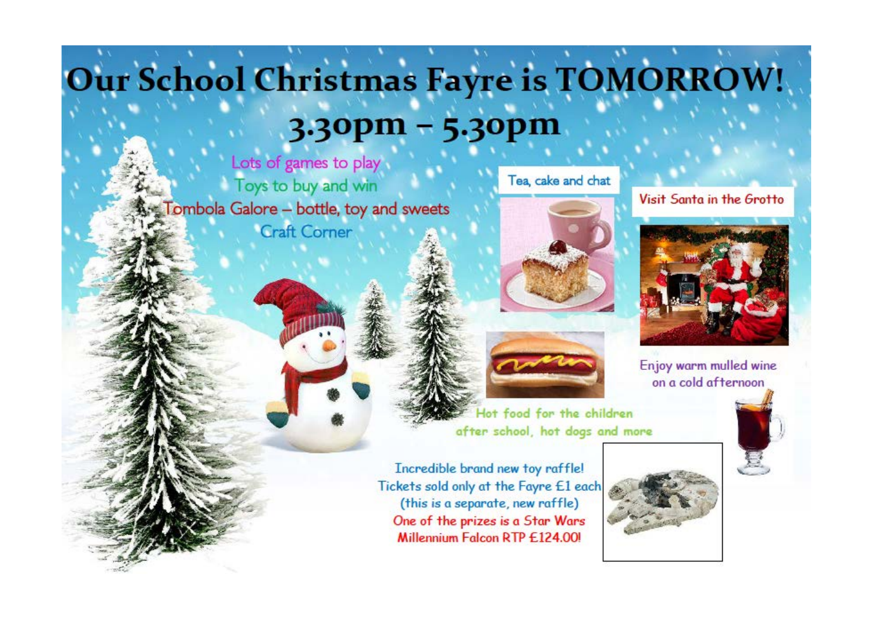# Our School Christmas Fayre is TOMORROW!

# 3.30pm – 5.30pm

Lots of games to play

Toys to buy and win

Tombola Galore – bottle, toy and sweets

Craft Corner

Tea, cake and chat

Visit Santa in the Grotto

Enjoy warm mulled wine on a cold afternoon

Hot food for the children after school, hot dogs and more

Incredible brand new toy raffle!
Tickets sold only at the Fayre £1 each
(this is a separate, new raffle)
One of the prizes is a Star Wars Millennium Falcon RTP £124.00!